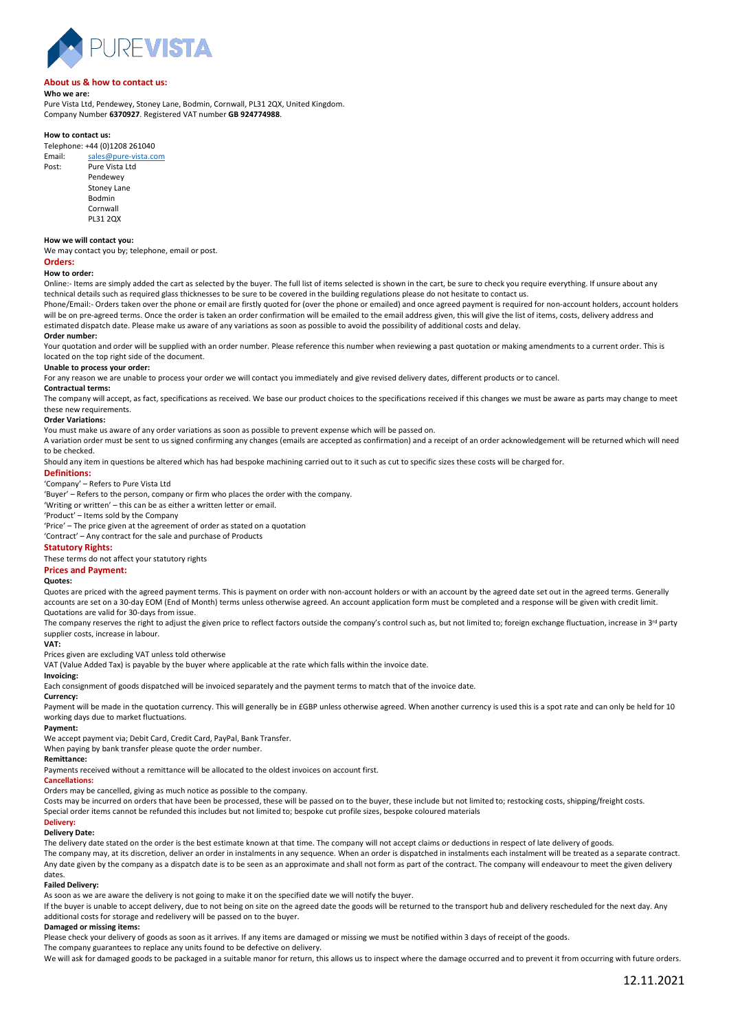PUREVISTA

## About us & how to contact us:

**Who we are:**

Pure Vista Ltd, Pendewey, Stoney Lane, Bodmin, Cornwall, PL31 2QX, United Kingdom.
Company Number **6370927**. Registered VAT number **GB 924774988**.

**How to contact us:**

Telephone: +44 (0)1208 261040
Email: sales@pure-vista.com
Post: Pure Vista Ltd
Pendewey
Stoney Lane
Bodmin
Cornwall
PL31 2QX

**How we will contact you:**

We may contact you by; telephone, email or post.

## Orders:

**How to order:**

Online:- Items are simply added the cart as selected by the buyer. The full list of items selected is shown in the cart, be sure to check you require everything. If unsure about any technical details such as required glass thicknesses to be sure to be covered in the building regulations please do not hesitate to contact us.

Phone/Email:- Orders taken over the phone or email are firstly quoted for (over the phone or emailed) and once agreed payment is required for non-account holders, account holders will be on pre-agreed terms. Once the order is taken an order confirmation will be emailed to the email address given, this will give the list of items, costs, delivery address and estimated dispatch date. Please make us aware of any variations as soon as possible to avoid the possibility of additional costs and delay.

**Order number:**

Your quotation and order will be supplied with an order number. Please reference this number when reviewing a past quotation or making amendments to a current order. This is located on the top right side of the document.

**Unable to process your order:**

For any reason we are unable to process your order we will contact you immediately and give revised delivery dates, different products or to cancel.

**Contractual terms:**

The company will accept, as fact, specifications as received. We base our product choices to the specifications received if this changes we must be aware as parts may change to meet these new requirements.

**Order Variations:**

You must make us aware of any order variations as soon as possible to prevent expense which will be passed on.

A variation order must be sent to us signed confirming any changes (emails are accepted as confirmation) and a receipt of an order acknowledgement will be returned which will need to be checked.

Should any item in questions be altered which has had bespoke machining carried out to it such as cut to specific sizes these costs will be charged for.

## Definitions:

'Company' – Refers to Pure Vista Ltd
'Buyer' – Refers to the person, company or firm who places the order with the company.
'Writing or written' – this can be as either a written letter or email.
'Product' – Items sold by the Company
'Price' – The price given at the agreement of order as stated on a quotation
'Contract' – Any contract for the sale and purchase of Products

## Statutory Rights:

These terms do not affect your statutory rights

## Prices and Payment:

**Quotes:**

Quotes are priced with the agreed payment terms. This is payment on order with non-account holders or with an account by the agreed date set out in the agreed terms. Generally accounts are set on a 30-day EOM (End of Month) terms unless otherwise agreed. An account application form must be completed and a response will be given with credit limit. Quotations are valid for 30-days from issue.

The company reserves the right to adjust the given price to reflect factors outside the company's control such as, but not limited to; foreign exchange fluctuation, increase in 3rd party supplier costs, increase in labour.

**VAT:**

Prices given are excluding VAT unless told otherwise

VAT (Value Added Tax) is payable by the buyer where applicable at the rate which falls within the invoice date.

**Invoicing:**

Each consignment of goods dispatched will be invoiced separately and the payment terms to match that of the invoice date.

**Currency:**

Payment will be made in the quotation currency. This will generally be in £GBP unless otherwise agreed. When another currency is used this is a spot rate and can only be held for 10 working days due to market fluctuations.

**Payment:**

We accept payment via; Debit Card, Credit Card, PayPal, Bank Transfer.
When paying by bank transfer please quote the order number.

**Remittance:**

Payments received without a remittance will be allocated to the oldest invoices on account first.

## Cancellations:

Orders may be cancelled, giving as much notice as possible to the company.

Costs may be incurred on orders that have been be processed, these will be passed on to the buyer, these include but not limited to; restocking costs, shipping/freight costs.

Special order items cannot be refunded this includes but not limited to; bespoke cut profile sizes, bespoke coloured materials

## Delivery:

**Delivery Date:**

The delivery date stated on the order is the best estimate known at that time. The company will not accept claims or deductions in respect of late delivery of goods.

The company may, at its discretion, deliver an order in instalments in any sequence. When an order is dispatched in instalments each instalment will be treated as a separate contract. Any date given by the company as a dispatch date is to be seen as an approximate and shall not form as part of the contract. The company will endeavour to meet the given delivery dates.

**Failed Delivery:**

As soon as we are aware the delivery is not going to make it on the specified date we will notify the buyer.

If the buyer is unable to accept delivery, due to not being on site on the agreed date the goods will be returned to the transport hub and delivery rescheduled for the next day. Any additional costs for storage and redelivery will be passed on to the buyer.

**Damaged or missing items:**

Please check your delivery of goods as soon as it arrives. If any items are damaged or missing we must be notified within 3 days of receipt of the goods.

The company guarantees to replace any units found to be defective on delivery.

We will ask for damaged goods to be packaged in a suitable manor for return, this allows us to inspect where the damage occurred and to prevent it from occurring with future orders.

12.11.2021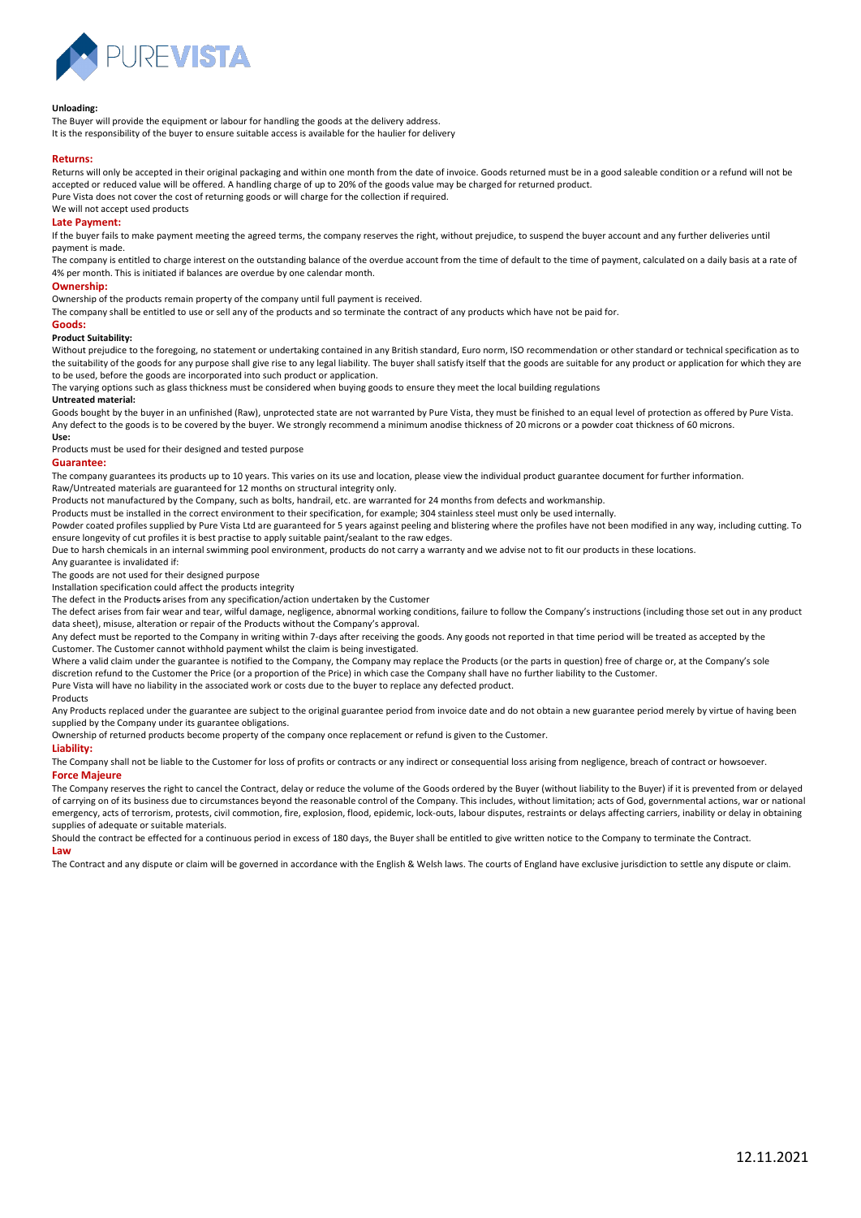**Unloading:**

The Buyer will provide the equipment or labour for handling the goods at the delivery address.
It is the responsibility of the buyer to ensure suitable access is available for the haulier for delivery

## Returns:

Returns will only be accepted in their original packaging and within one month from the date of invoice. Goods returned must be in a good saleable condition or a refund will not be accepted or reduced value will be offered. A handling charge of up to 20% of the goods value may be charged for returned product.
Pure Vista does not cover the cost of returning goods or will charge for the collection if required.
We will not accept used products

## Late Payment:

If the buyer fails to make payment meeting the agreed terms, the company reserves the right, without prejudice, to suspend the buyer account and any further deliveries until payment is made.
The company is entitled to charge interest on the outstanding balance of the overdue account from the time of default to the time of payment, calculated on a daily basis at a rate of 4% per month. This is initiated if balances are overdue by one calendar month.

## Ownership:

Ownership of the products remain property of the company until full payment is received.
The company shall be entitled to use or sell any of the products and so terminate the contract of any products which have not be paid for.

## Goods:

**Product Suitability:**

Without prejudice to the foregoing, no statement or undertaking contained in any British standard, Euro norm, ISO recommendation or other standard or technical specification as to the suitability of the goods for any purpose shall give rise to any legal liability. The buyer shall satisfy itself that the goods are suitable for any product or application for which they are to be used, before the goods are incorporated into such product or application.
The varying options such as glass thickness must be considered when buying goods to ensure they meet the local building regulations

**Untreated material:**

Goods bought by the buyer in an unfinished (Raw), unprotected state are not warranted by Pure Vista, they must be finished to an equal level of protection as offered by Pure Vista.
Any defect to the goods is to be covered by the buyer. We strongly recommend a minimum anodise thickness of 20 microns or a powder coat thickness of 60 microns.

**Use:**

Products must be used for their designed and tested purpose

## Guarantee:

The company guarantees its products up to 10 years. This varies on its use and location, please view the individual product guarantee document for further information.
Raw/Untreated materials are guaranteed for 12 months on structural integrity only.
Products not manufactured by the Company, such as bolts, handrail, etc. are warranted for 24 months from defects and workmanship.
Products must be installed in the correct environment to their specification, for example; 304 stainless steel must only be used internally.
Powder coated profiles supplied by Pure Vista Ltd are guaranteed for 5 years against peeling and blistering where the profiles have not been modified in any way, including cutting. To ensure longevity of cut profiles it is best practise to apply suitable paint/sealant to the raw edges.
Due to harsh chemicals in an internal swimming pool environment, products do not carry a warranty and we advise not to fit our products in these locations.
Any guarantee is invalidated if:
The goods are not used for their designed purpose
Installation specification could affect the products integrity
The defect in the Products arises from any specification/action undertaken by the Customer
The defect arises from fair wear and tear, wilful damage, negligence, abnormal working conditions, failure to follow the Company's instructions (including those set out in any product data sheet), misuse, alteration or repair of the Products without the Company's approval.
Any defect must be reported to the Company in writing within 7-days after receiving the goods. Any goods not reported in that time period will be treated as accepted by the Customer. The Customer cannot withhold payment whilst the claim is being investigated.
Where a valid claim under the guarantee is notified to the Company, the Company may replace the Products (or the parts in question) free of charge or, at the Company's sole discretion refund to the Customer the Price (or a proportion of the Price) in which case the Company shall have no further liability to the Customer.
Pure Vista will have no liability in the associated work or costs due to the buyer to replace any defected product.
Products
Any Products replaced under the guarantee are subject to the original guarantee period from invoice date and do not obtain a new guarantee period merely by virtue of having been supplied by the Company under its guarantee obligations.
Ownership of returned products become property of the company once replacement or refund is given to the Customer.

## Liability:

The Company shall not be liable to the Customer for loss of profits or contracts or any indirect or consequential loss arising from negligence, breach of contract or howsoever.

## Force Majeure

The Company reserves the right to cancel the Contract, delay or reduce the volume of the Goods ordered by the Buyer (without liability to the Buyer) if it is prevented from or delayed of carrying on of its business due to circumstances beyond the reasonable control of the Company. This includes, without limitation; acts of God, governmental actions, war or national emergency, acts of terrorism, protests, civil commotion, fire, explosion, flood, epidemic, lock-outs, labour disputes, restraints or delays affecting carriers, inability or delay in obtaining supplies of adequate or suitable materials.
Should the contract be effected for a continuous period in excess of 180 days, the Buyer shall be entitled to give written notice to the Company to terminate the Contract.

## Law

The Contract and any dispute or claim will be governed in accordance with the English & Welsh laws. The courts of England have exclusive jurisdiction to settle any dispute or claim.

12.11.2021